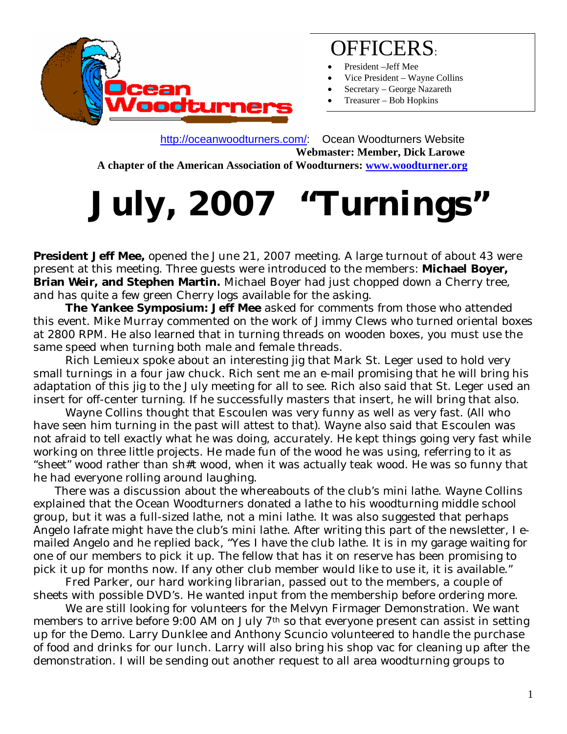## OFFICERS:

- President –Jeff Mee
- Vice President – Wayne Collins
- Secretary – George Nazareth
- Treasurer – Bob Hopkins

http://oceanwoodturners.com/: Ocean Woodturners Website

**Webmaster: Member, Dick Larowe**

**A chapter of the American Association of Woodturners: www.woodturner.org**

# July, 2007 "Turnings"

**President Jeff Mee,** opened the June 21, 2007 meeting. A large turnout of about 43 were present at this meeting. Three guests were introduced to the members: **Michael Boyer, Brian Weir, and Stephen Martin.** Michael Boyer had just chopped down a Cherry tree, and has quite a few green Cherry logs available for the asking.

**The Yankee Symposium: Jeff Mee** asked for comments from those who attended this event. Mike Murray commented on the work of Jimmy Clews who turned oriental boxes at 2800 RPM. He also learned that in turning threads on wooden boxes, you must use the same speed when turning both male and female threads.

Rich Lemieux spoke about an interesting jig that Mark St. Leger used to hold very small turnings in a four jaw chuck. Rich sent me an e-mail promising that he will bring his adaptation of this jig to the July meeting for all to see. Rich also said that St. Leger used an insert for off-center turning. If he successfully masters that insert, he will bring that also.

Wayne Collins thought that Escoulen was very funny as well as very fast. (All who have seen him turning in the past will attest to that). Wayne also said that Escoulen was not afraid to tell exactly what he was doing, accurately. He kept things going very fast while working on three little projects. He made fun of the wood he was using, referring to it as "sheet" wood rather than sh#t wood, when it was actually teak wood. He was so funny that he had everyone rolling around laughing.

There was a discussion about the whereabouts of the club's mini lathe. Wayne Collins explained that the Ocean Woodturners donated a lathe to his woodturning middle school group, but it was a full-sized lathe, not a mini lathe. It was also suggested that perhaps Angelo Iafrate might have the club's mini lathe. After writing this part of the newsletter, I e-mailed Angelo and he replied back, "Yes I have the club lathe. It is in my garage waiting for one of our members to pick it up. The fellow that has it on reserve has been promising to pick it up for months now. If any other club member would like to use it, it is available."

Fred Parker, our hard working librarian, passed out to the members, a couple of sheets with possible DVD's. He wanted input from the membership before ordering more.

We are still looking for volunteers for the Melvyn Firmager Demonstration. We want members to arrive before 9:00 AM on July 7th so that everyone present can assist in setting up for the Demo. Larry Dunklee and Anthony Scuncio volunteered to handle the purchase of food and drinks for our lunch. Larry will also bring his shop vac for cleaning up after the demonstration. I will be sending out another request to all area woodturning groups to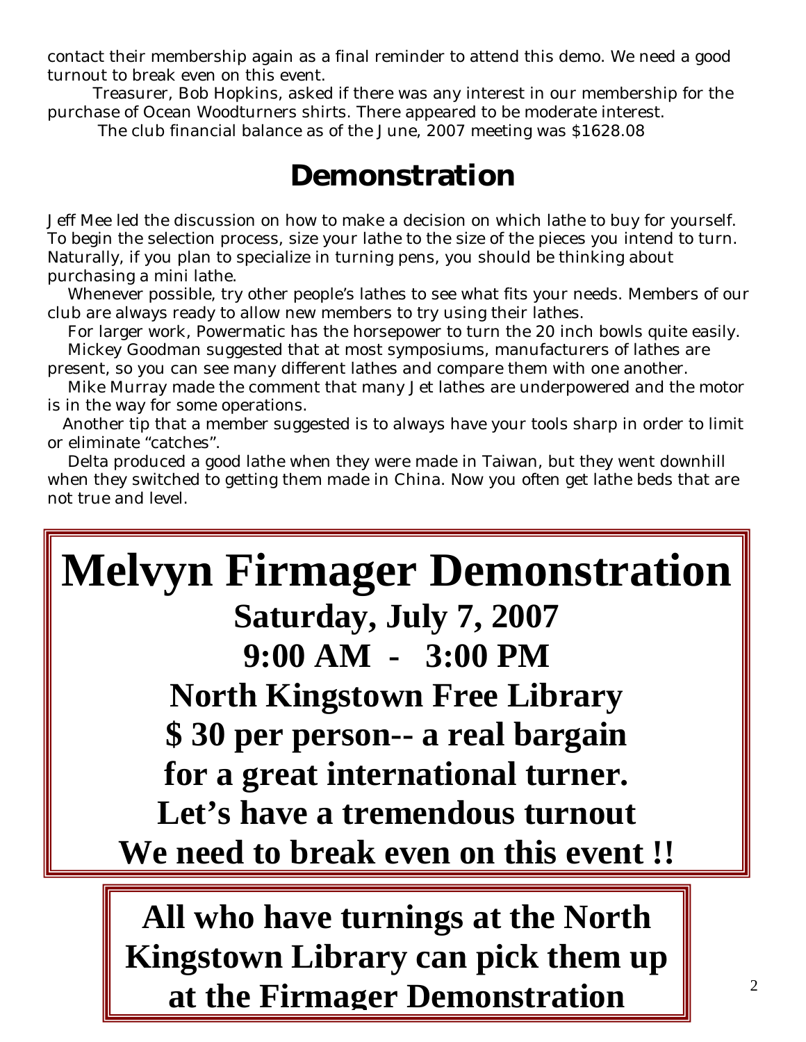contact their membership again as a final reminder to attend this demo. We need a good turnout to break even on this event.

Treasurer, Bob Hopkins, asked if there was any interest in our membership for the purchase of Ocean Woodturners shirts. There appeared to be moderate interest.

The club financial balance as of the June, 2007 meeting was $1628.08

## Demonstration

Jeff Mee led the discussion on how to make a decision on which lathe to buy for yourself. To begin the selection process, size your lathe to the size of the pieces you intend to turn. Naturally, if you plan to specialize in turning pens, you should be thinking about purchasing a mini lathe.

Whenever possible, try other people's lathes to see what fits your needs. Members of our club are always ready to allow new members to try using their lathes.

For larger work, Powermatic has the horsepower to turn the 20 inch bowls quite easily.

Mickey Goodman suggested that at most symposiums, manufacturers of lathes are present, so you can see many different lathes and compare them with one another.

Mike Murray made the comment that many Jet lathes are underpowered and the motor is in the way for some operations.

Another tip that a member suggested is to always have your tools sharp in order to limit or eliminate "catches".

Delta produced a good lathe when they were made in Taiwan, but they went downhill when they switched to getting them made in China. Now you often get lathe beds that are not true and level.

# Melvyn Firmager Demonstration

**Saturday, July 7, 2007**

**9:00 AM - 3:00 PM**

**North Kingstown Free Library**

**$ 30 per person-- a real bargain for a great international turner.**

**Let's have a tremendous turnout**

**We need to break even on this event !!**

**All who have turnings at the North Kingstown Library can pick them up at the Firmager Demonstration**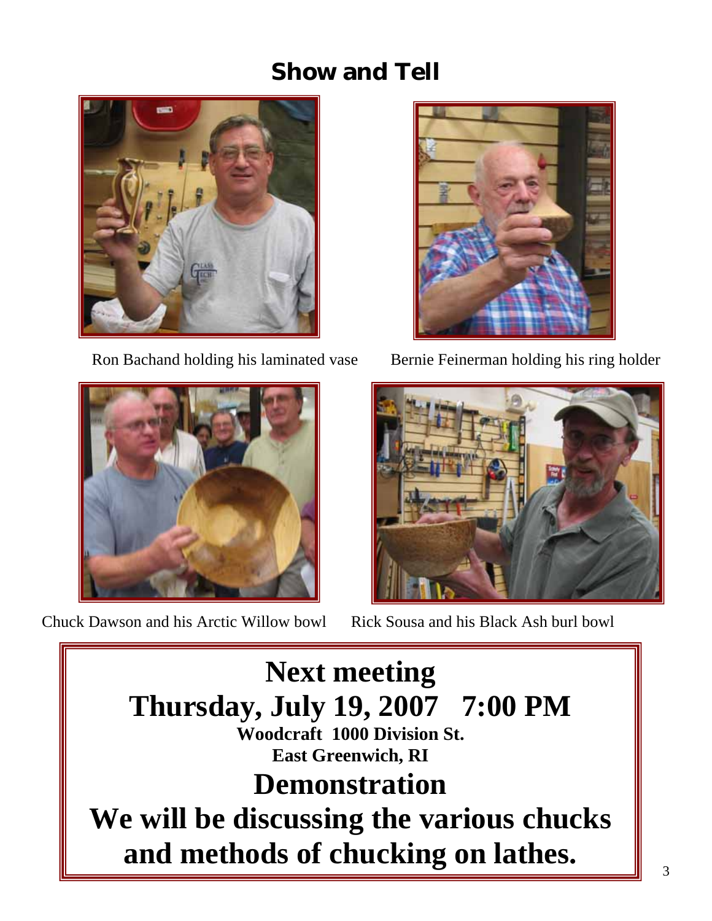## Show and Tell

Ron Bachand holding his laminated vase

Bernie Feinerman holding his ring holder

Chuck Dawson and his Arctic Willow bowl

Rick Sousa and his Black Ash burl bowl

# Next meeting

# Thursday, July 19, 2007 7:00 PM

**Woodcraft 1000 Division St.**

**East Greenwich, RI**

# Demonstration

# We will be discussing the various chucks and methods of chucking on lathes.